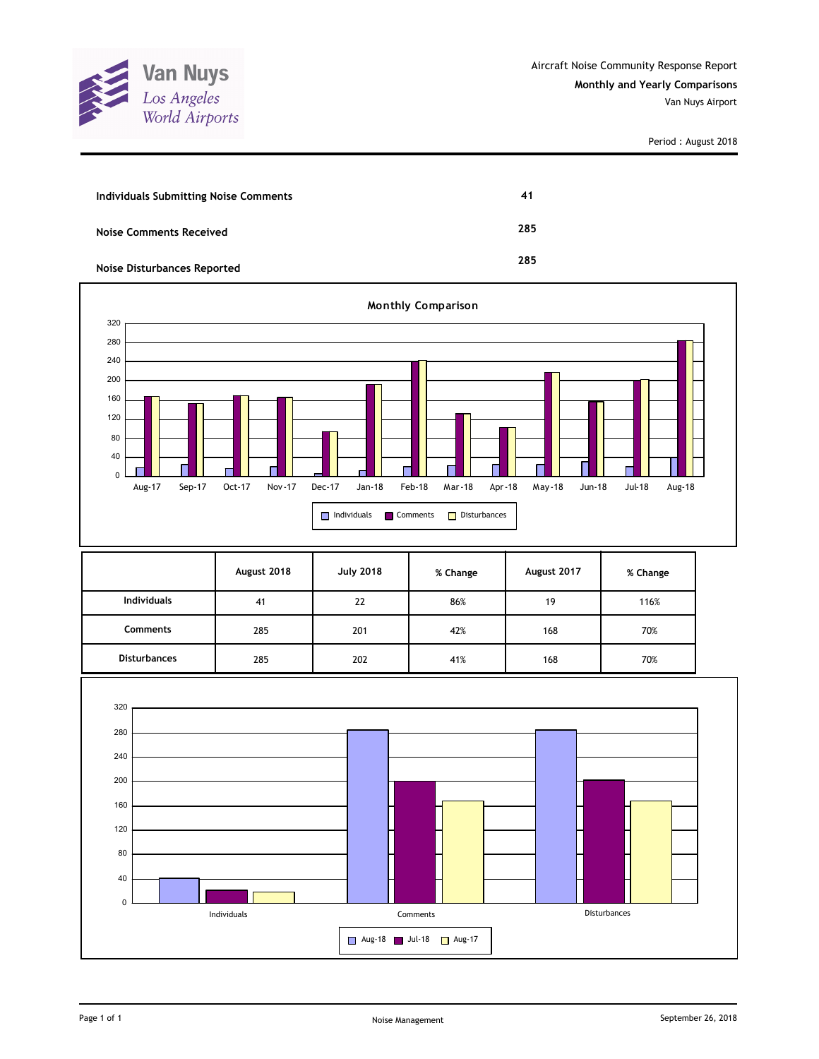Aircraft Noise Community Response Report

**Monthly and Yearly Comparisons**

Van Nuys Airport

Period : August 2018

| | |
|---|---|
| **Individuals Submitting Noise Comments** | **41** |
| **Noise Comments Received** | **285** |
| **Noise Disturbances Reported** | **285** |

**Monthly Comparison**

| | August 2018 | July 2018 | % Change | August 2017 | % Change |
|---|---|---|---|---|---|
| **Individuals** | 41 | 22 | 86% | 19 | 116% |
| **Comments** | 285 | 201 | 42% | 168 | 70% |
| **Disturbances** | 285 | 202 | 41% | 168 | 70% |

Noise Management

September 26, 2018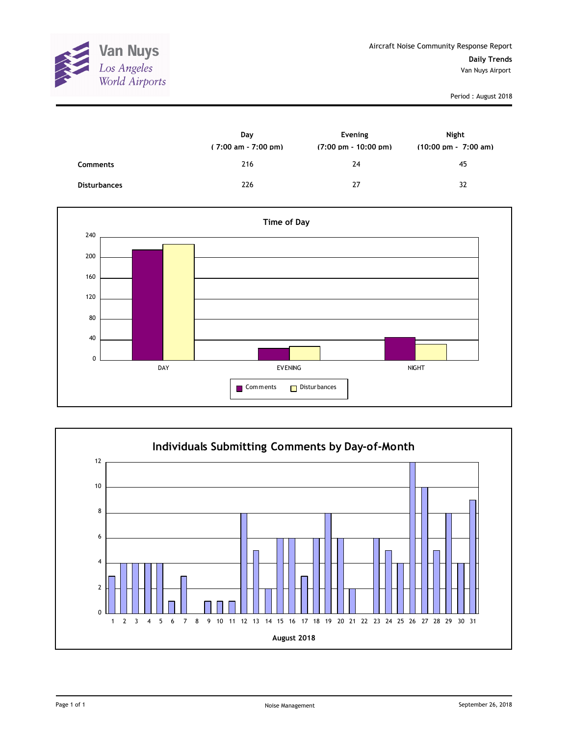Van Nuys
*Los Angeles World Airports*

Aircraft Noise Community Response Report
**Daily Trends**
Van Nuys Airport

Period : August 2018

| | Day<br>( 7:00 am - 7:00 pm) | Evening<br>(7:00 pm - 10:00 pm) | Night<br>(10:00 pm - 7:00 am) |
|---|---|---|---|
| **Comments** | 216 | 24 | 45 |
| **Disturbances** | 226 | 27 | 32 |

## Time of Day

| | DAY | EVENING | NIGHT |
|---|---|---|---|
| Comments | 216 | 24 | 45 |
| Disturbances | 226 | 27 | 32 |

## Individuals Submitting Comments by Day-of-Month

August 2018

| Day | 1 | 2 | 3 | 4 | 5 | 6 | 7 | 8 | 9 | 10 | 11 | 12 | 13 | 14 | 15 | 16 | 17 | 18 | 19 | 20 | 21 | 22 | 23 | 24 | 25 | 26 | 27 | 28 | 29 | 30 | 31 |
|---|---|---|---|---|---|---|---|---|---|---|---|---|---|---|---|---|---|---|---|---|---|---|---|---|---|---|---|---|---|---|---|
| Individuals | 3 | 4 | 4 | 4 | 4 | 1 | 3 | 0 | 1 | 1 | 1 | 8 | 5 | 2 | 6 | 6 | 3 | 6 | 8 | 6 | 2 | 0 | 6 | 5 | 4 | 12 | 10 | 5 | 8 | 4 | 9 |

Noise Management

September 26, 2018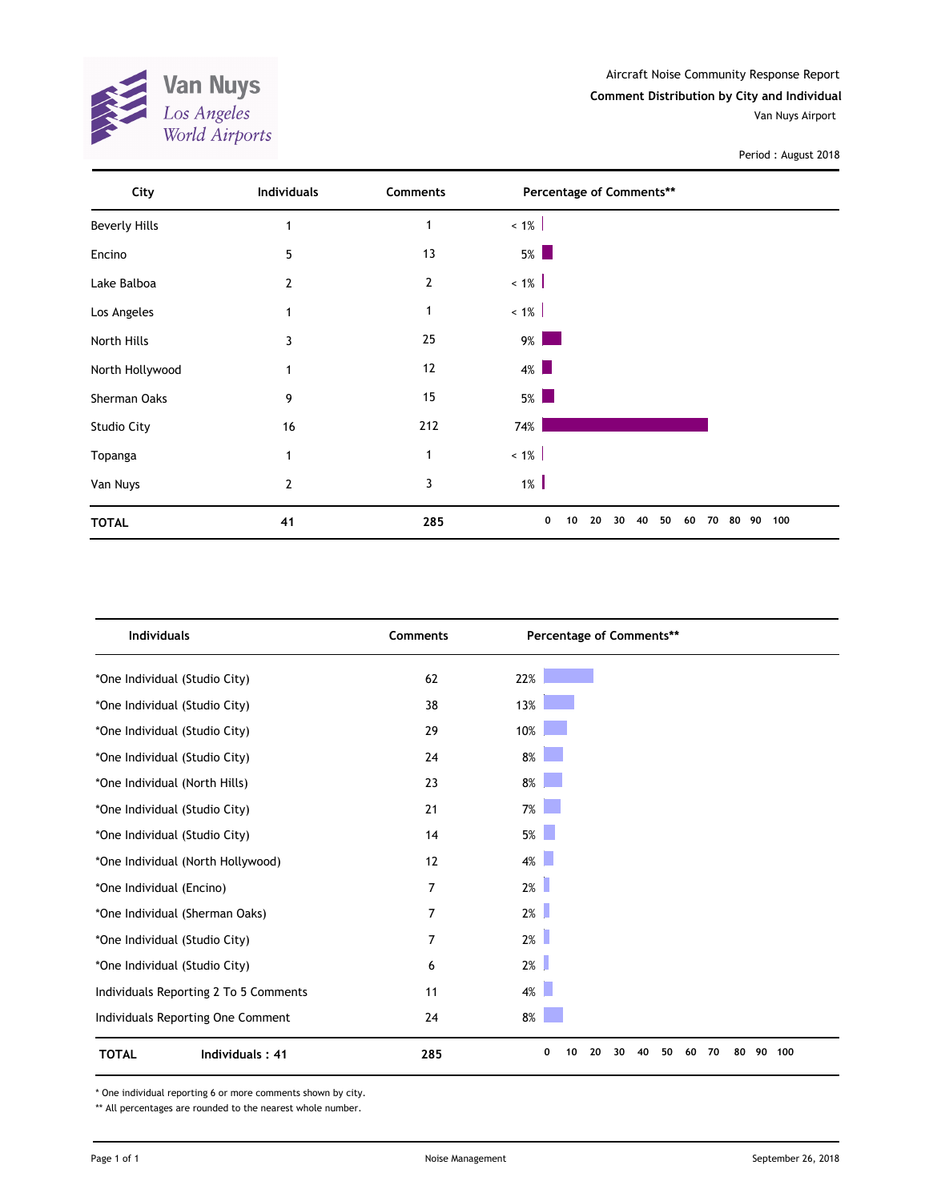Van Nuys
Los Angeles World Airports

Aircraft Noise Community Response Report

**Comment Distribution by City and Individual**

Van Nuys Airport

Period : August 2018

| City | Individuals | Comments | Percentage of Comments** |
|---|---|---|---|
| Beverly Hills | 1 | 1 | < 1% |
| Encino | 5 | 13 | 5% |
| Lake Balboa | 2 | 2 | < 1% |
| Los Angeles | 1 | 1 | < 1% |
| North Hills | 3 | 25 | 9% |
| North Hollywood | 1 | 12 | 4% |
| Sherman Oaks | 9 | 15 | 5% |
| Studio City | 16 | 212 | 74% |
| Topanga | 1 | 1 | < 1% |
| Van Nuys | 2 | 3 | 1% |
| **TOTAL** | **41** | **285** | |

| Individuals | Comments | Percentage of Comments** |
|---|---|---|
| *One Individual (Studio City) | 62 | 22% |
| *One Individual (Studio City) | 38 | 13% |
| *One Individual (Studio City) | 29 | 10% |
| *One Individual (Studio City) | 24 | 8% |
| *One Individual (North Hills) | 23 | 8% |
| *One Individual (Studio City) | 21 | 7% |
| *One Individual (Studio City) | 14 | 5% |
| *One Individual (North Hollywood) | 12 | 4% |
| *One Individual (Encino) | 7 | 2% |
| *One Individual (Sherman Oaks) | 7 | 2% |
| *One Individual (Studio City) | 7 | 2% |
| *One Individual (Studio City) | 6 | 2% |
| Individuals Reporting 2 To 5 Comments | 11 | 4% |
| Individuals Reporting One Comment | 24 | 8% |
| **TOTAL** Individuals : 41 | **285** | |

\* One individual reporting 6 or more comments shown by city.

** All percentages are rounded to the nearest whole number.

Noise Management

September 26, 2018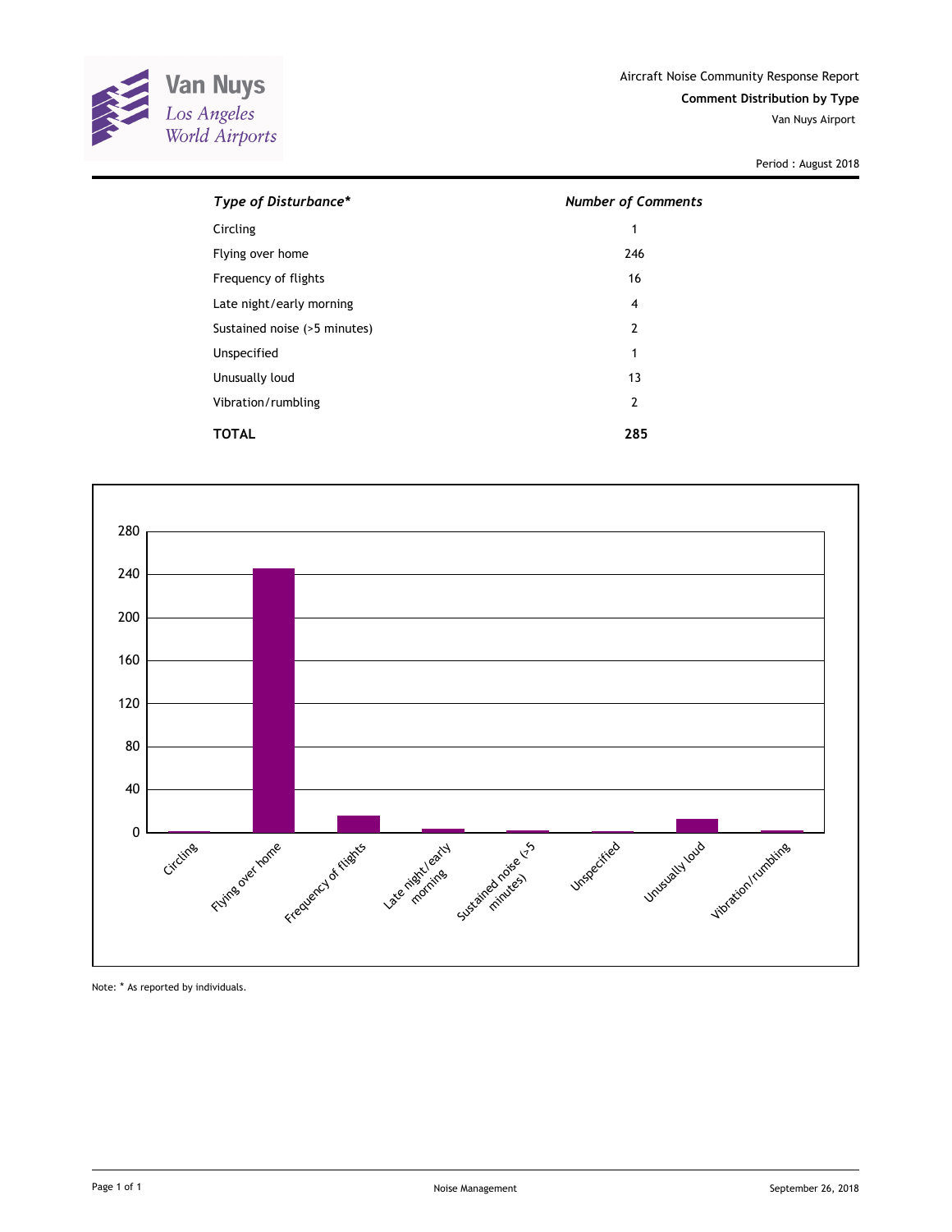Van Nuys
Los Angeles World Airports

Aircraft Noise Community Response Report

**Comment Distribution by Type**

Van Nuys Airport

Period : August 2018

| *Type of Disturbance** | *Number of Comments* |
|---|---|
| Circling | 1 |
| Flying over home | 246 |
| Frequency of flights | 16 |
| Late night/early morning | 4 |
| Sustained noise (>5 minutes) | 2 |
| Unspecified | 1 |
| Unusually loud | 13 |
| Vibration/rumbling | 2 |
| **TOTAL** | **285** |

Note: * As reported by individuals.

Noise Management

September 26, 2018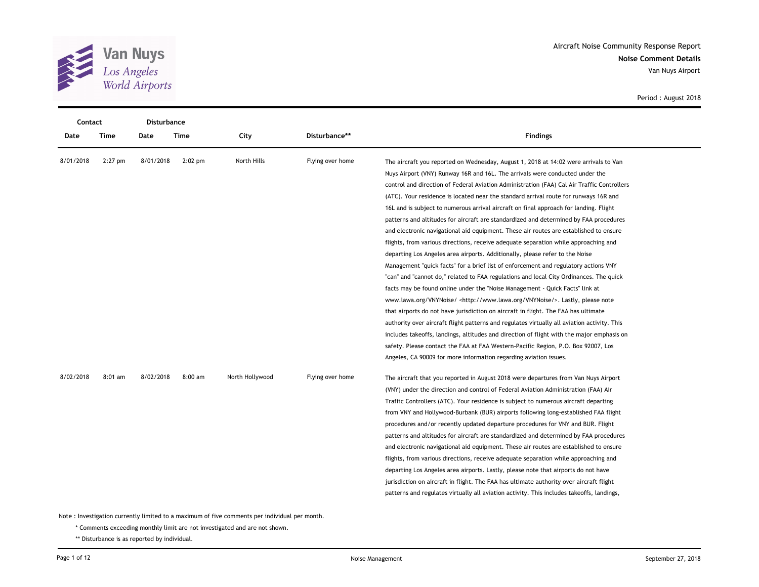Aircraft Noise Community Response Report

**Noise Comment Details**

Van Nuys Airport

Period : August 2018

| Contact Date | Contact Time | Disturbance Date | Disturbance Time | City | Disturbance** | Findings |
|---|---|---|---|---|---|---|
| 8/01/2018 | 2:27 pm | 8/01/2018 | 2:02 pm | North Hills | Flying over home | The aircraft you reported on Wednesday, August 1, 2018 at 14:02 were arrivals to Van Nuys Airport (VNY) Runway 16R and 16L. The arrivals were conducted under the control and direction of Federal Aviation Administration (FAA) Cal Air Traffic Controllers (ATC). Your residence is located near the standard arrival route for runways 16R and 16L and is subject to numerous arrival aircraft on final approach for landing. Flight patterns and altitudes for aircraft are standardized and determined by FAA procedures and electronic navigational aid equipment. These air routes are established to ensure flights, from various directions, receive adequate separation while approaching and departing Los Angeles area airports. Additionally, please refer to the Noise Management "quick facts" for a brief list of enforcement and regulatory actions VNY "can" and "cannot do," related to FAA regulations and local City Ordinances. The quick facts may be found online under the "Noise Management - Quick Facts" link at www.lawa.org/VNYNoise/ <http://www.lawa.org/VNYNoise/>. Lastly, please note that airports do not have jurisdiction on aircraft in flight. The FAA has ultimate authority over aircraft flight patterns and regulates virtually all aviation activity. This includes takeoffs, landings, altitudes and direction of flight with the major emphasis on safety. Please contact the FAA at FAA Western-Pacific Region, P.O. Box 92007, Los Angeles, CA 90009 for more information regarding aviation issues. |
| 8/02/2018 | 8:01 am | 8/02/2018 | 8:00 am | North Hollywood | Flying over home | The aircraft that you reported in August 2018 were departures from Van Nuys Airport (VNY) under the direction and control of Federal Aviation Administration (FAA) Air Traffic Controllers (ATC). Your residence is subject to numerous aircraft departing from VNY and Hollywood-Burbank (BUR) airports following long-established FAA flight procedures and/or recently updated departure procedures for VNY and BUR. Flight patterns and altitudes for aircraft are standardized and determined by FAA procedures and electronic navigational aid equipment. These air routes are established to ensure flights, from various directions, receive adequate separation while approaching and departing Los Angeles area airports. Lastly, please note that airports do not have jurisdiction on aircraft in flight. The FAA has ultimate authority over aircraft flight patterns and regulates virtually all aviation activity. This includes takeoffs, landings, |

Note : Investigation currently limited to a maximum of five comments per individual per month.

\* Comments exceeding monthly limit are not investigated and are not shown.

** Disturbance is as reported by individual.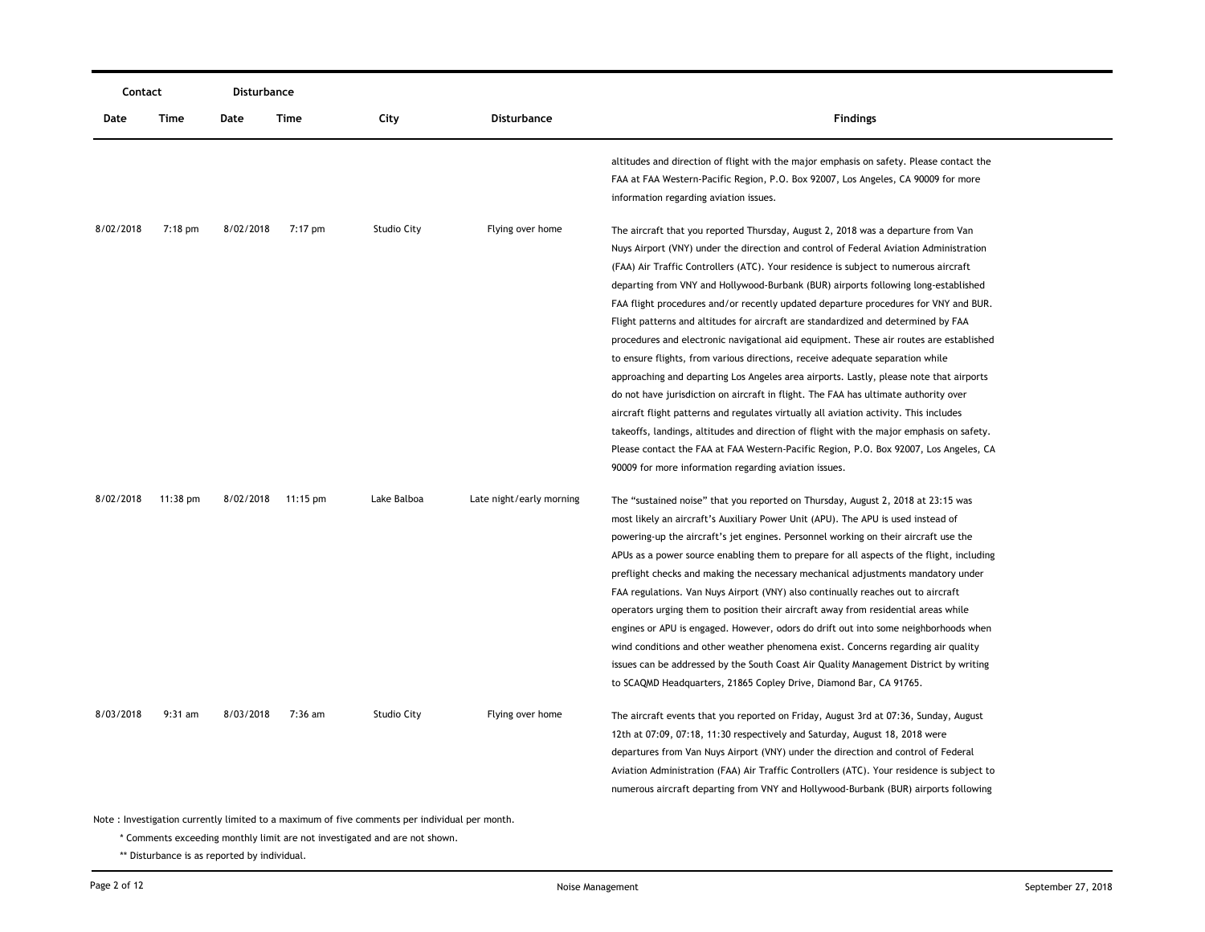| Contact | | Disturbance | | | | |
|---|---|---|---|---|---|---|
| Date | Time | Date | Time | City | Disturbance | Findings |
| | | | | | | altitudes and direction of flight with the major emphasis on safety. Please contact the FAA at FAA Western-Pacific Region, P.O. Box 92007, Los Angeles, CA 90009 for more information regarding aviation issues. |
| 8/02/2018 | 7:18 pm | 8/02/2018 | 7:17 pm | Studio City | Flying over home | The aircraft that you reported Thursday, August 2, 2018 was a departure from Van Nuys Airport (VNY) under the direction and control of Federal Aviation Administration (FAA) Air Traffic Controllers (ATC). Your residence is subject to numerous aircraft departing from VNY and Hollywood-Burbank (BUR) airports following long-established FAA flight procedures and/or recently updated departure procedures for VNY and BUR. Flight patterns and altitudes for aircraft are standardized and determined by FAA procedures and electronic navigational aid equipment. These air routes are established to ensure flights, from various directions, receive adequate separation while approaching and departing Los Angeles area airports. Lastly, please note that airports do not have jurisdiction on aircraft in flight. The FAA has ultimate authority over aircraft flight patterns and regulates virtually all aviation activity. This includes takeoffs, landings, altitudes and direction of flight with the major emphasis on safety. Please contact the FAA at FAA Western-Pacific Region, P.O. Box 92007, Los Angeles, CA 90009 for more information regarding aviation issues. |
| 8/02/2018 | 11:38 pm | 8/02/2018 | 11:15 pm | Lake Balboa | Late night/early morning | The "sustained noise" that you reported on Thursday, August 2, 2018 at 23:15 was most likely an aircraft's Auxiliary Power Unit (APU). The APU is used instead of powering-up the aircraft's jet engines. Personnel working on their aircraft use the APUs as a power source enabling them to prepare for all aspects of the flight, including preflight checks and making the necessary mechanical adjustments mandatory under FAA regulations. Van Nuys Airport (VNY) also continually reaches out to aircraft operators urging them to position their aircraft away from residential areas while engines or APU is engaged. However, odors do drift out into some neighborhoods when wind conditions and other weather phenomena exist. Concerns regarding air quality issues can be addressed by the South Coast Air Quality Management District by writing to SCAQMD Headquarters, 21865 Copley Drive, Diamond Bar, CA 91765. |
| 8/03/2018 | 9:31 am | 8/03/2018 | 7:36 am | Studio City | Flying over home | The aircraft events that you reported on Friday, August 3rd at 07:36, Sunday, August 12th at 07:09, 07:18, 11:30 respectively and Saturday, August 18, 2018 were departures from Van Nuys Airport (VNY) under the direction and control of Federal Aviation Administration (FAA) Air Traffic Controllers (ATC). Your residence is subject to numerous aircraft departing from VNY and Hollywood-Burbank (BUR) airports following |

Note : Investigation currently limited to a maximum of five comments per individual per month.

\* Comments exceeding monthly limit are not investigated and are not shown.

\*\* Disturbance is as reported by individual.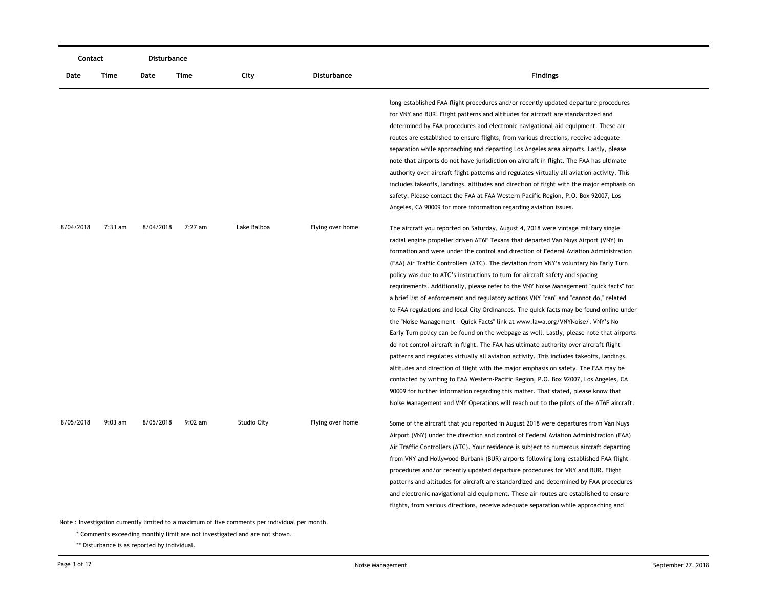| Contact | | Disturbance | | | | |
|---|---|---|---|---|---|---|
| Date | Time | Date | Time | City | Disturbance | Findings |
| | | | | | | long-established FAA flight procedures and/or recently updated departure procedures for VNY and BUR. Flight patterns and altitudes for aircraft are standardized and determined by FAA procedures and electronic navigational aid equipment. These air routes are established to ensure flights, from various directions, receive adequate separation while approaching and departing Los Angeles area airports. Lastly, please note that airports do not have jurisdiction on aircraft in flight. The FAA has ultimate authority over aircraft flight patterns and regulates virtually all aviation activity. This includes takeoffs, landings, altitudes and direction of flight with the major emphasis on safety. Please contact the FAA at FAA Western-Pacific Region, P.O. Box 92007, Los Angeles, CA 90009 for more information regarding aviation issues. |
| 8/04/2018 | 7:33 am | 8/04/2018 | 7:27 am | Lake Balboa | Flying over home | The aircraft you reported on Saturday, August 4, 2018 were vintage military single radial engine propeller driven AT6F Texans that departed Van Nuys Airport (VNY) in formation and were under the control and direction of Federal Aviation Administration (FAA) Air Traffic Controllers (ATC). The deviation from VNY's voluntary No Early Turn policy was due to ATC's instructions to turn for aircraft safety and spacing requirements. Additionally, please refer to the VNY Noise Management "quick facts" for a brief list of enforcement and regulatory actions VNY "can" and "cannot do," related to FAA regulations and local City Ordinances. The quick facts may be found online under the "Noise Management - Quick Facts" link at www.lawa.org/VNYNoise/. VNY's No Early Turn policy can be found on the webpage as well. Lastly, please note that airports do not control aircraft in flight. The FAA has ultimate authority over aircraft flight patterns and regulates virtually all aviation activity. This includes takeoffs, landings, altitudes and direction of flight with the major emphasis on safety. The FAA may be contacted by writing to FAA Western-Pacific Region, P.O. Box 92007, Los Angeles, CA 90009 for further information regarding this matter. That stated, please know that Noise Management and VNY Operations will reach out to the pilots of the AT6F aircraft. |
| 8/05/2018 | 9:03 am | 8/05/2018 | 9:02 am | Studio City | Flying over home | Some of the aircraft that you reported in August 2018 were departures from Van Nuys Airport (VNY) under the direction and control of Federal Aviation Administration (FAA) Air Traffic Controllers (ATC). Your residence is subject to numerous aircraft departing from VNY and Hollywood-Burbank (BUR) airports following long-established FAA flight procedures and/or recently updated departure procedures for VNY and BUR. Flight patterns and altitudes for aircraft are standardized and determined by FAA procedures and electronic navigational aid equipment. These air routes are established to ensure flights, from various directions, receive adequate separation while approaching and |

Note : Investigation currently limited to a maximum of five comments per individual per month.

\* Comments exceeding monthly limit are not investigated and are not shown.

\** Disturbance is as reported by individual.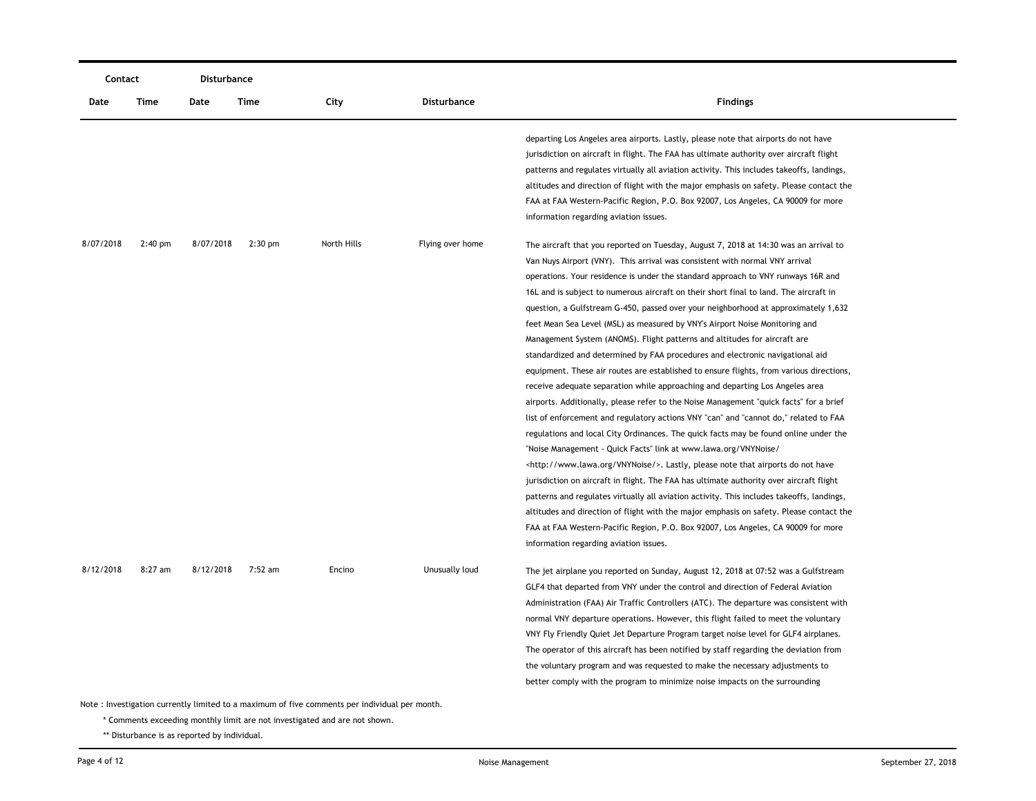| Contact | | Disturbance | | | | |
|---|---|---|---|---|---|---|
| Date | Time | Date | Time | City | Disturbance | Findings |
| | | | | | | departing Los Angeles area airports. Lastly, please note that airports do not have jurisdiction on aircraft in flight. The FAA has ultimate authority over aircraft flight patterns and regulates virtually all aviation activity. This includes takeoffs, landings, altitudes and direction of flight with the major emphasis on safety. Please contact the FAA at FAA Western-Pacific Region, P.O. Box 92007, Los Angeles, CA 90009 for more information regarding aviation issues. |
| 8/07/2018 | 2:40 pm | 8/07/2018 | 2:30 pm | North Hills | Flying over home | The aircraft that you reported on Tuesday, August 7, 2018 at 14:30 was an arrival to Van Nuys Airport (VNY). This arrival was consistent with normal VNY arrival operations. Your residence is under the standard approach to VNY runways 16R and 16L and is subject to numerous aircraft on their short final to land. The aircraft in question, a Gulfstream G-450, passed over your neighborhood at approximately 1,632 feet Mean Sea Level (MSL) as measured by VNY's Airport Noise Monitoring and Management System (ANOMS). Flight patterns and altitudes for aircraft are standardized and determined by FAA procedures and electronic navigational aid equipment. These air routes are established to ensure flights, from various directions, receive adequate separation while approaching and departing Los Angeles area airports. Additionally, please refer to the Noise Management "quick facts" for a brief list of enforcement and regulatory actions VNY "can" and "cannot do," related to FAA regulations and local City Ordinances. The quick facts may be found online under the "Noise Management - Quick Facts" link at www.lawa.org/VNYNoise/ <http://www.lawa.org/VNYNoise/>. Lastly, please note that airports do not have jurisdiction on aircraft in flight. The FAA has ultimate authority over aircraft flight patterns and regulates virtually all aviation activity. This includes takeoffs, landings, altitudes and direction of flight with the major emphasis on safety. Please contact the FAA at FAA Western-Pacific Region, P.O. Box 92007, Los Angeles, CA 90009 for more information regarding aviation issues. |
| 8/12/2018 | 8:27 am | 8/12/2018 | 7:52 am | Encino | Unusually loud | The jet airplane you reported on Sunday, August 12, 2018 at 07:52 was a Gulfstream GLF4 that departed from VNY under the control and direction of Federal Aviation Administration (FAA) Air Traffic Controllers (ATC). The departure was consistent with normal VNY departure operations. However, this flight failed to meet the voluntary VNY Fly Friendly Quiet Jet Departure Program target noise level for GLF4 airplanes. The operator of this aircraft has been notified by staff regarding the deviation from the voluntary program and was requested to make the necessary adjustments to better comply with the program to minimize noise impacts on the surrounding |

Note : Investigation currently limited to a maximum of five comments per individual per month.

\* Comments exceeding monthly limit are not investigated and are not shown.

\** Disturbance is as reported by individual.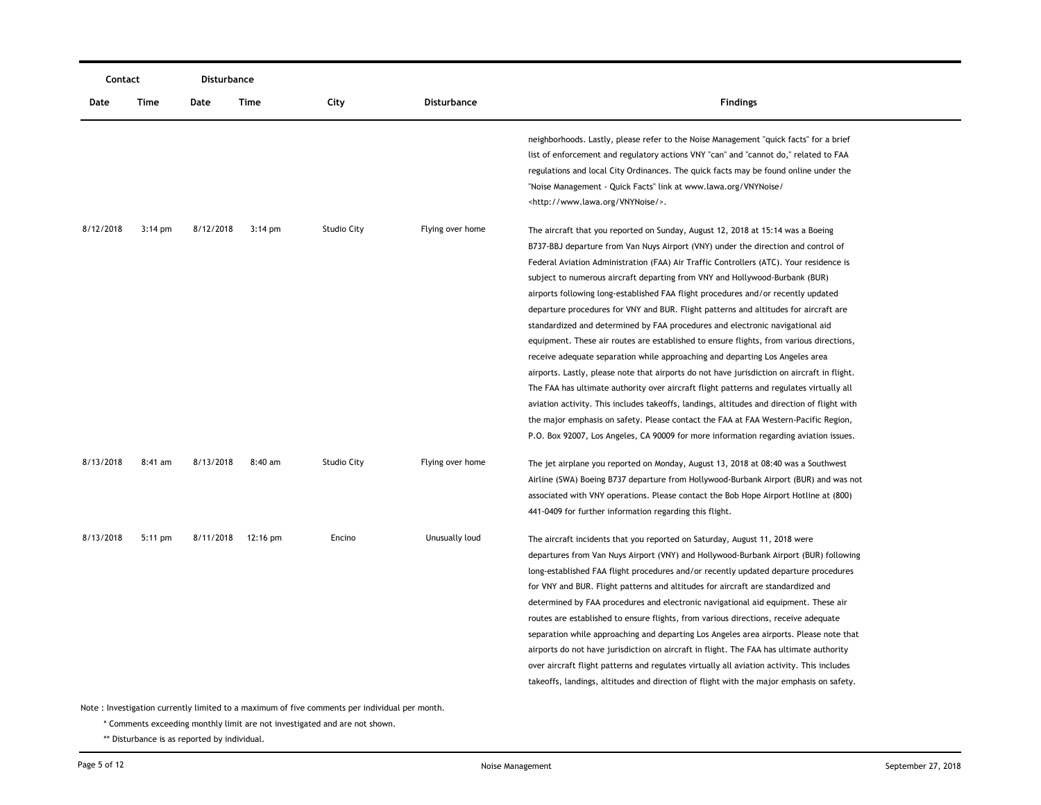| Contact | | Disturbance | | | | |
|---|---|---|---|---|---|---|
| Date | Time | Date | Time | City | Disturbance | Findings |
| | | | | | | neighborhoods. Lastly, please refer to the Noise Management "quick facts" for a brief list of enforcement and regulatory actions VNY "can" and "cannot do," related to FAA regulations and local City Ordinances. The quick facts may be found online under the "Noise Management - Quick Facts" link at www.lawa.org/VNYNoise/ <http://www.lawa.org/VNYNoise/>. |
| 8/12/2018 | 3:14 pm | 8/12/2018 | 3:14 pm | Studio City | Flying over home | The aircraft that you reported on Sunday, August 12, 2018 at 15:14 was a Boeing B737-BBJ departure from Van Nuys Airport (VNY) under the direction and control of Federal Aviation Administration (FAA) Air Traffic Controllers (ATC). Your residence is subject to numerous aircraft departing from VNY and Hollywood-Burbank (BUR) airports following long-established FAA flight procedures and/or recently updated departure procedures for VNY and BUR. Flight patterns and altitudes for aircraft are standardized and determined by FAA procedures and electronic navigational aid equipment. These air routes are established to ensure flights, from various directions, receive adequate separation while approaching and departing Los Angeles area airports. Lastly, please note that airports do not have jurisdiction on aircraft in flight. The FAA has ultimate authority over aircraft flight patterns and regulates virtually all aviation activity. This includes takeoffs, landings, altitudes and direction of flight with the major emphasis on safety. Please contact the FAA at FAA Western-Pacific Region, P.O. Box 92007, Los Angeles, CA 90009 for more information regarding aviation issues. |
| 8/13/2018 | 8:41 am | 8/13/2018 | 8:40 am | Studio City | Flying over home | The jet airplane you reported on Monday, August 13, 2018 at 08:40 was a Southwest Airline (SWA) Boeing B737 departure from Hollywood-Burbank Airport (BUR) and was not associated with VNY operations. Please contact the Bob Hope Airport Hotline at (800) 441-0409 for further information regarding this flight. |
| 8/13/2018 | 5:11 pm | 8/11/2018 | 12:16 pm | Encino | Unusually loud | The aircraft incidents that you reported on Saturday, August 11, 2018 were departures from Van Nuys Airport (VNY) and Hollywood-Burbank Airport (BUR) following long-established FAA flight procedures and/or recently updated departure procedures for VNY and BUR. Flight patterns and altitudes for aircraft are standardized and determined by FAA procedures and electronic navigational aid equipment. These air routes are established to ensure flights, from various directions, receive adequate separation while approaching and departing Los Angeles area airports. Please note that airports do not have jurisdiction on aircraft in flight. The FAA has ultimate authority over aircraft flight patterns and regulates virtually all aviation activity. This includes takeoffs, landings, altitudes and direction of flight with the major emphasis on safety. |

Note : Investigation currently limited to a maximum of five comments per individual per month.

\* Comments exceeding monthly limit are not investigated and are not shown.

\*\* Disturbance is as reported by individual.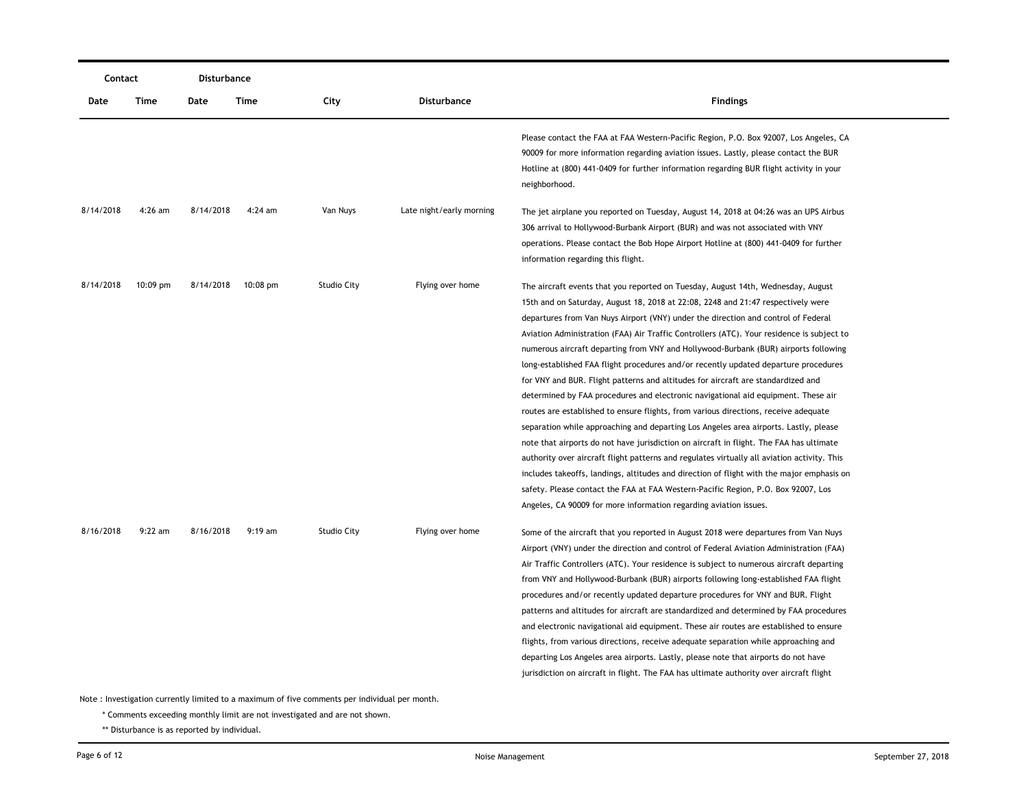| Contact | | Disturbance | | | | |
|---|---|---|---|---|---|---|
| Date | Time | Date | Time | City | Disturbance | Findings |
| | | | | | | Please contact the FAA at FAA Western-Pacific Region, P.O. Box 92007, Los Angeles, CA 90009 for more information regarding aviation issues. Lastly, please contact the BUR Hotline at (800) 441-0409 for further information regarding BUR flight activity in your neighborhood. |
| 8/14/2018 | 4:26 am | 8/14/2018 | 4:24 am | Van Nuys | Late night/early morning | The jet airplane you reported on Tuesday, August 14, 2018 at 04:26 was an UPS Airbus 306 arrival to Hollywood-Burbank Airport (BUR) and was not associated with VNY operations. Please contact the Bob Hope Airport Hotline at (800) 441-0409 for further information regarding this flight. |
| 8/14/2018 | 10:09 pm | 8/14/2018 | 10:08 pm | Studio City | Flying over home | The aircraft events that you reported on Tuesday, August 14th, Wednesday, August 15th and on Saturday, August 18, 2018 at 22:08, 2248 and 21:47 respectively were departures from Van Nuys Airport (VNY) under the direction and control of Federal Aviation Administration (FAA) Air Traffic Controllers (ATC). Your residence is subject to numerous aircraft departing from VNY and Hollywood-Burbank (BUR) airports following long-established FAA flight procedures and/or recently updated departure procedures for VNY and BUR. Flight patterns and altitudes for aircraft are standardized and determined by FAA procedures and electronic navigational aid equipment. These air routes are established to ensure flights, from various directions, receive adequate separation while approaching and departing Los Angeles area airports. Lastly, please note that airports do not have jurisdiction on aircraft in flight. The FAA has ultimate authority over aircraft flight patterns and regulates virtually all aviation activity. This includes takeoffs, landings, altitudes and direction of flight with the major emphasis on safety. Please contact the FAA at FAA Western-Pacific Region, P.O. Box 92007, Los Angeles, CA 90009 for more information regarding aviation issues. |
| 8/16/2018 | 9:22 am | 8/16/2018 | 9:19 am | Studio City | Flying over home | Some of the aircraft that you reported in August 2018 were departures from Van Nuys Airport (VNY) under the direction and control of Federal Aviation Administration (FAA) Air Traffic Controllers (ATC). Your residence is subject to numerous aircraft departing from VNY and Hollywood-Burbank (BUR) airports following long-established FAA flight procedures and/or recently updated departure procedures for VNY and BUR. Flight patterns and altitudes for aircraft are standardized and determined by FAA procedures and electronic navigational aid equipment. These air routes are established to ensure flights, from various directions, receive adequate separation while approaching and departing Los Angeles area airports. Lastly, please note that airports do not have jurisdiction on aircraft in flight. The FAA has ultimate authority over aircraft flight |

Note : Investigation currently limited to a maximum of five comments per individual per month.

\* Comments exceeding monthly limit are not investigated and are not shown.

\*\* Disturbance is as reported by individual.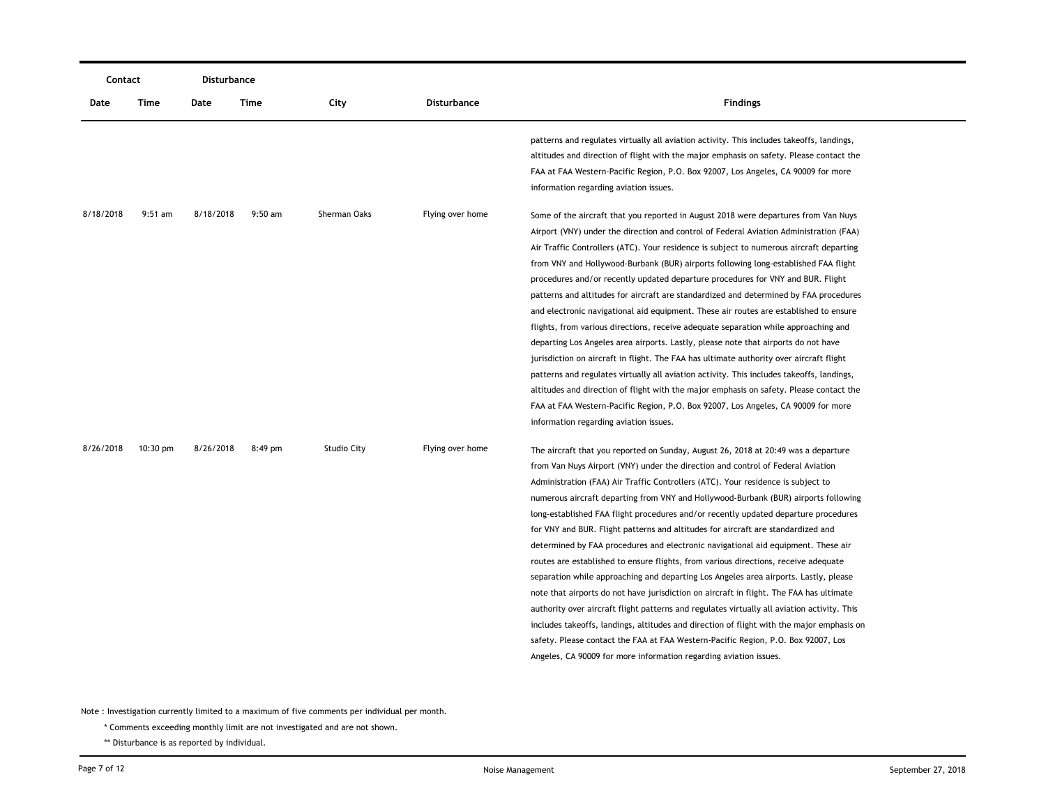| Contact | | Disturbance | | | | |
|---|---|---|---|---|---|---|
| Date | Time | Date | Time | City | Disturbance | Findings |
| | | | | | | patterns and regulates virtually all aviation activity. This includes takeoffs, landings, altitudes and direction of flight with the major emphasis on safety. Please contact the FAA at FAA Western-Pacific Region, P.O. Box 92007, Los Angeles, CA 90009 for more information regarding aviation issues. |
| 8/18/2018 | 9:51 am | 8/18/2018 | 9:50 am | Sherman Oaks | Flying over home | Some of the aircraft that you reported in August 2018 were departures from Van Nuys Airport (VNY) under the direction and control of Federal Aviation Administration (FAA) Air Traffic Controllers (ATC). Your residence is subject to numerous aircraft departing from VNY and Hollywood-Burbank (BUR) airports following long-established FAA flight procedures and/or recently updated departure procedures for VNY and BUR. Flight patterns and altitudes for aircraft are standardized and determined by FAA procedures and electronic navigational aid equipment. These air routes are established to ensure flights, from various directions, receive adequate separation while approaching and departing Los Angeles area airports. Lastly, please note that airports do not have jurisdiction on aircraft in flight. The FAA has ultimate authority over aircraft flight patterns and regulates virtually all aviation activity. This includes takeoffs, landings, altitudes and direction of flight with the major emphasis on safety. Please contact the FAA at FAA Western-Pacific Region, P.O. Box 92007, Los Angeles, CA 90009 for more information regarding aviation issues. |
| 8/26/2018 | 10:30 pm | 8/26/2018 | 8:49 pm | Studio City | Flying over home | The aircraft that you reported on Sunday, August 26, 2018 at 20:49 was a departure from Van Nuys Airport (VNY) under the direction and control of Federal Aviation Administration (FAA) Air Traffic Controllers (ATC). Your residence is subject to numerous aircraft departing from VNY and Hollywood-Burbank (BUR) airports following long-established FAA flight procedures and/or recently updated departure procedures for VNY and BUR. Flight patterns and altitudes for aircraft are standardized and determined by FAA procedures and electronic navigational aid equipment. These air routes are established to ensure flights, from various directions, receive adequate separation while approaching and departing Los Angeles area airports. Lastly, please note that airports do not have jurisdiction on aircraft in flight. The FAA has ultimate authority over aircraft flight patterns and regulates virtually all aviation activity. This includes takeoffs, landings, altitudes and direction of flight with the major emphasis on safety. Please contact the FAA at FAA Western-Pacific Region, P.O. Box 92007, Los Angeles, CA 90009 for more information regarding aviation issues. |

Note : Investigation currently limited to a maximum of five comments per individual per month.

\* Comments exceeding monthly limit are not investigated and are not shown.

\*\* Disturbance is as reported by individual.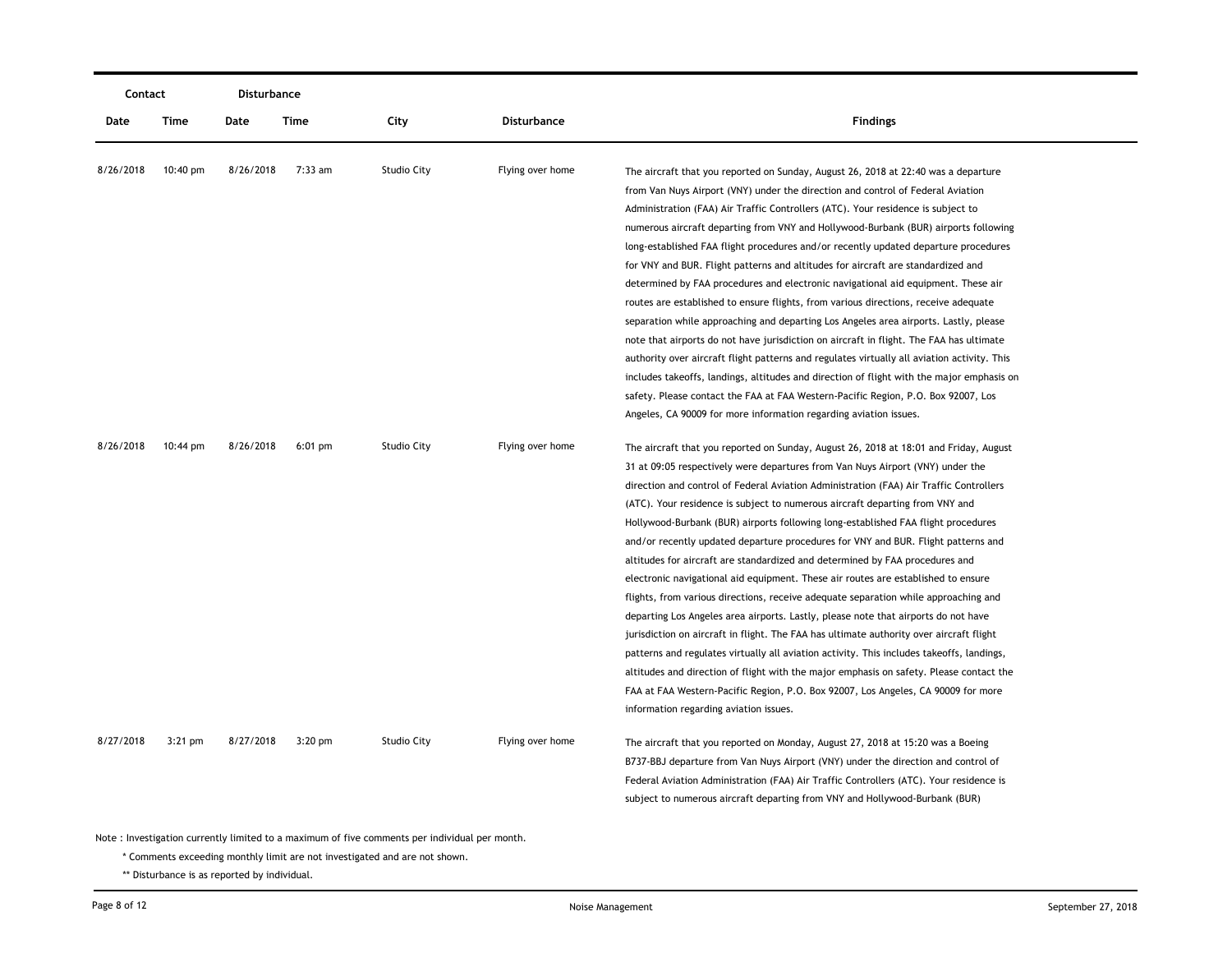| Contact | | Disturbance | | | | |
|---|---|---|---|---|---|---|
| Date | Time | Date | Time | City | Disturbance | Findings |
| 8/26/2018 | 10:40 pm | 8/26/2018 | 7:33 am | Studio City | Flying over home | The aircraft that you reported on Sunday, August 26, 2018 at 22:40 was a departure from Van Nuys Airport (VNY) under the direction and control of Federal Aviation Administration (FAA) Air Traffic Controllers (ATC). Your residence is subject to numerous aircraft departing from VNY and Hollywood-Burbank (BUR) airports following long-established FAA flight procedures and/or recently updated departure procedures for VNY and BUR. Flight patterns and altitudes for aircraft are standardized and determined by FAA procedures and electronic navigational aid equipment. These air routes are established to ensure flights, from various directions, receive adequate separation while approaching and departing Los Angeles area airports. Lastly, please note that airports do not have jurisdiction on aircraft in flight. The FAA has ultimate authority over aircraft flight patterns and regulates virtually all aviation activity. This includes takeoffs, landings, altitudes and direction of flight with the major emphasis on safety. Please contact the FAA at FAA Western-Pacific Region, P.O. Box 92007, Los Angeles, CA 90009 for more information regarding aviation issues. |
| 8/26/2018 | 10:44 pm | 8/26/2018 | 6:01 pm | Studio City | Flying over home | The aircraft that you reported on Sunday, August 26, 2018 at 18:01 and Friday, August 31 at 09:05 respectively were departures from Van Nuys Airport (VNY) under the direction and control of Federal Aviation Administration (FAA) Air Traffic Controllers (ATC). Your residence is subject to numerous aircraft departing from VNY and Hollywood-Burbank (BUR) airports following long-established FAA flight procedures and/or recently updated departure procedures for VNY and BUR. Flight patterns and altitudes for aircraft are standardized and determined by FAA procedures and electronic navigational aid equipment. These air routes are established to ensure flights, from various directions, receive adequate separation while approaching and departing Los Angeles area airports. Lastly, please note that airports do not have jurisdiction on aircraft in flight. The FAA has ultimate authority over aircraft flight patterns and regulates virtually all aviation activity. This includes takeoffs, landings, altitudes and direction of flight with the major emphasis on safety. Please contact the FAA at FAA Western-Pacific Region, P.O. Box 92007, Los Angeles, CA 90009 for more information regarding aviation issues. |
| 8/27/2018 | 3:21 pm | 8/27/2018 | 3:20 pm | Studio City | Flying over home | The aircraft that you reported on Monday, August 27, 2018 at 15:20 was a Boeing B737-BBJ departure from Van Nuys Airport (VNY) under the direction and control of Federal Aviation Administration (FAA) Air Traffic Controllers (ATC). Your residence is subject to numerous aircraft departing from VNY and Hollywood-Burbank (BUR) |

Note : Investigation currently limited to a maximum of five comments per individual per month.

\* Comments exceeding monthly limit are not investigated and are not shown.

\*\* Disturbance is as reported by individual.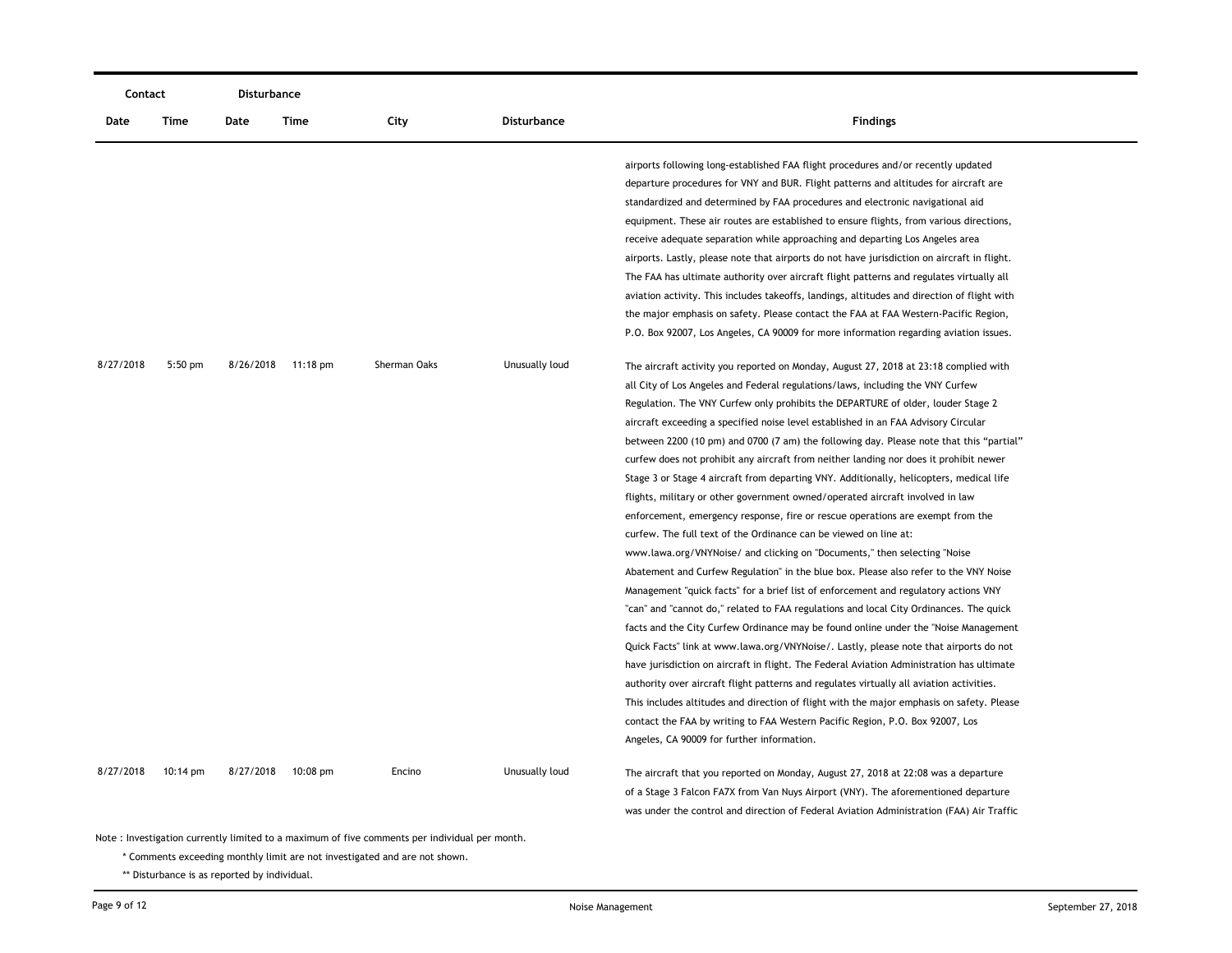| Contact | | Disturbance | | | | |
|---|---|---|---|---|---|---|
| Date | Time | Date | Time | City | Disturbance | Findings |
| | | | | | | airports following long-established FAA flight procedures and/or recently updated departure procedures for VNY and BUR. Flight patterns and altitudes for aircraft are standardized and determined by FAA procedures and electronic navigational aid equipment. These air routes are established to ensure flights, from various directions, receive adequate separation while approaching and departing Los Angeles area airports. Lastly, please note that airports do not have jurisdiction on aircraft in flight. The FAA has ultimate authority over aircraft flight patterns and regulates virtually all aviation activity. This includes takeoffs, landings, altitudes and direction of flight with the major emphasis on safety. Please contact the FAA at FAA Western-Pacific Region, P.O. Box 92007, Los Angeles, CA 90009 for more information regarding aviation issues. |
| 8/27/2018 | 5:50 pm | 8/26/2018 | 11:18 pm | Sherman Oaks | Unusually loud | The aircraft activity you reported on Monday, August 27, 2018 at 23:18 complied with all City of Los Angeles and Federal regulations/laws, including the VNY Curfew Regulation. The VNY Curfew only prohibits the DEPARTURE of older, louder Stage 2 aircraft exceeding a specified noise level established in an FAA Advisory Circular between 2200 (10 pm) and 0700 (7 am) the following day. Please note that this "partial" curfew does not prohibit any aircraft from neither landing nor does it prohibit newer Stage 3 or Stage 4 aircraft from departing VNY. Additionally, helicopters, medical life flights, military or other government owned/operated aircraft involved in law enforcement, emergency response, fire or rescue operations are exempt from the curfew. The full text of the Ordinance can be viewed on line at: www.lawa.org/VNYNoise/ and clicking on "Documents," then selecting "Noise Abatement and Curfew Regulation" in the blue box. Please also refer to the VNY Noise Management "quick facts" for a brief list of enforcement and regulatory actions VNY "can" and "cannot do," related to FAA regulations and local City Ordinances. The quick facts and the City Curfew Ordinance may be found online under the "Noise Management Quick Facts" link at www.lawa.org/VNYNoise/. Lastly, please note that airports do not have jurisdiction on aircraft in flight. The Federal Aviation Administration has ultimate authority over aircraft flight patterns and regulates virtually all aviation activities. This includes altitudes and direction of flight with the major emphasis on safety. Please contact the FAA by writing to FAA Western Pacific Region, P.O. Box 92007, Los Angeles, CA 90009 for further information. |
| 8/27/2018 | 10:14 pm | 8/27/2018 | 10:08 pm | Encino | Unusually loud | The aircraft that you reported on Monday, August 27, 2018 at 22:08 was a departure of a Stage 3 Falcon FA7X from Van Nuys Airport (VNY). The aforementioned departure was under the control and direction of Federal Aviation Administration (FAA) Air Traffic |

Note : Investigation currently limited to a maximum of five comments per individual per month.

\* Comments exceeding monthly limit are not investigated and are not shown.

\*\* Disturbance is as reported by individual.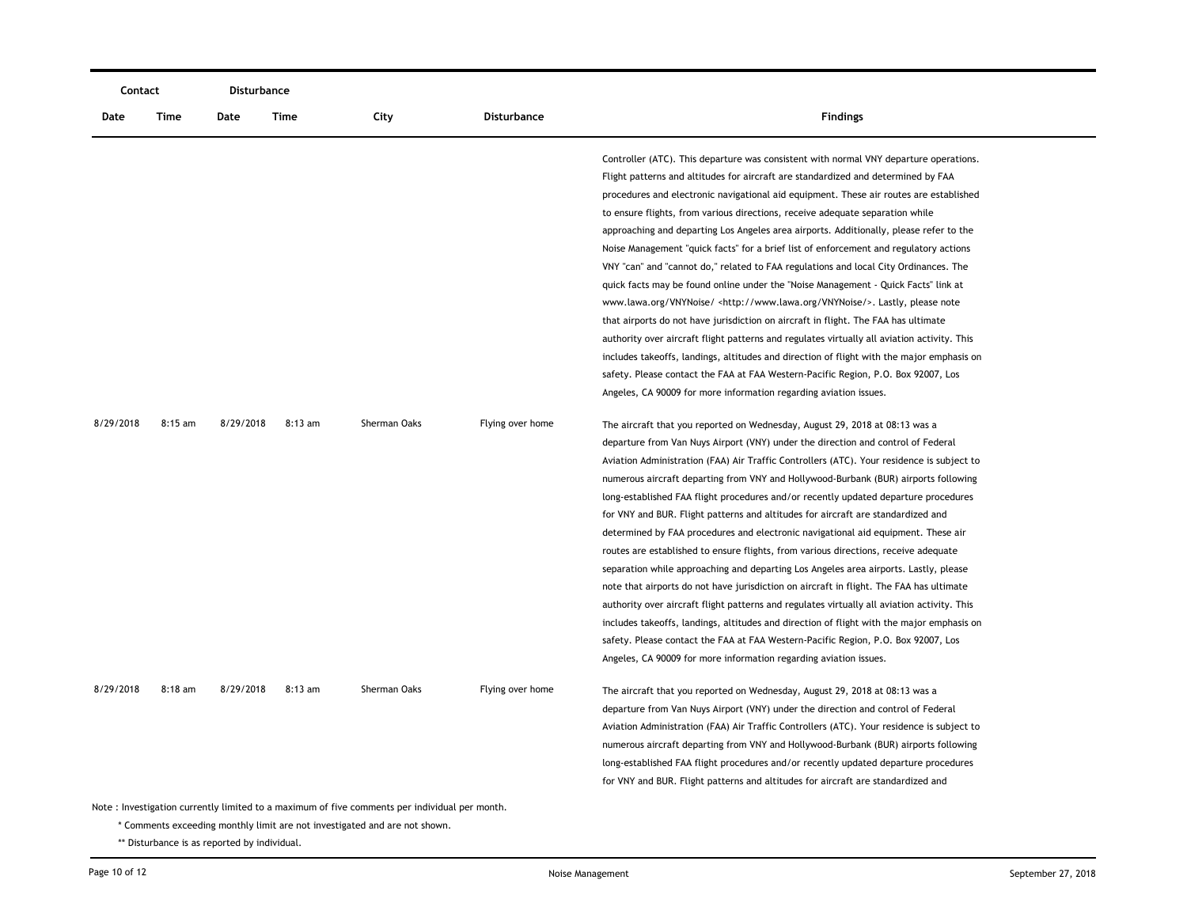| Contact | | Disturbance | | | | |
|---|---|---|---|---|---|---|
| Date | Time | Date | Time | City | Disturbance | Findings |
| | | | | | | Controller (ATC). This departure was consistent with normal VNY departure operations. Flight patterns and altitudes for aircraft are standardized and determined by FAA procedures and electronic navigational aid equipment. These air routes are established to ensure flights, from various directions, receive adequate separation while approaching and departing Los Angeles area airports. Additionally, please refer to the Noise Management "quick facts" for a brief list of enforcement and regulatory actions VNY "can" and "cannot do," related to FAA regulations and local City Ordinances. The quick facts may be found online under the "Noise Management - Quick Facts" link at www.lawa.org/VNYNoise/ <http://www.lawa.org/VNYNoise/>. Lastly, please note that airports do not have jurisdiction on aircraft in flight. The FAA has ultimate authority over aircraft flight patterns and regulates virtually all aviation activity. This includes takeoffs, landings, altitudes and direction of flight with the major emphasis on safety. Please contact the FAA at FAA Western-Pacific Region, P.O. Box 92007, Los Angeles, CA 90009 for more information regarding aviation issues. |
| 8/29/2018 | 8:15 am | 8/29/2018 | 8:13 am | Sherman Oaks | Flying over home | The aircraft that you reported on Wednesday, August 29, 2018 at 08:13 was a departure from Van Nuys Airport (VNY) under the direction and control of Federal Aviation Administration (FAA) Air Traffic Controllers (ATC). Your residence is subject to numerous aircraft departing from VNY and Hollywood-Burbank (BUR) airports following long-established FAA flight procedures and/or recently updated departure procedures for VNY and BUR. Flight patterns and altitudes for aircraft are standardized and determined by FAA procedures and electronic navigational aid equipment. These air routes are established to ensure flights, from various directions, receive adequate separation while approaching and departing Los Angeles area airports. Lastly, please note that airports do not have jurisdiction on aircraft in flight. The FAA has ultimate authority over aircraft flight patterns and regulates virtually all aviation activity. This includes takeoffs, landings, altitudes and direction of flight with the major emphasis on safety. Please contact the FAA at FAA Western-Pacific Region, P.O. Box 92007, Los Angeles, CA 90009 for more information regarding aviation issues. |
| 8/29/2018 | 8:18 am | 8/29/2018 | 8:13 am | Sherman Oaks | Flying over home | The aircraft that you reported on Wednesday, August 29, 2018 at 08:13 was a departure from Van Nuys Airport (VNY) under the direction and control of Federal Aviation Administration (FAA) Air Traffic Controllers (ATC). Your residence is subject to numerous aircraft departing from VNY and Hollywood-Burbank (BUR) airports following long-established FAA flight procedures and/or recently updated departure procedures for VNY and BUR. Flight patterns and altitudes for aircraft are standardized and |

Note : Investigation currently limited to a maximum of five comments per individual per month.

\* Comments exceeding monthly limit are not investigated and are not shown.

\*\* Disturbance is as reported by individual.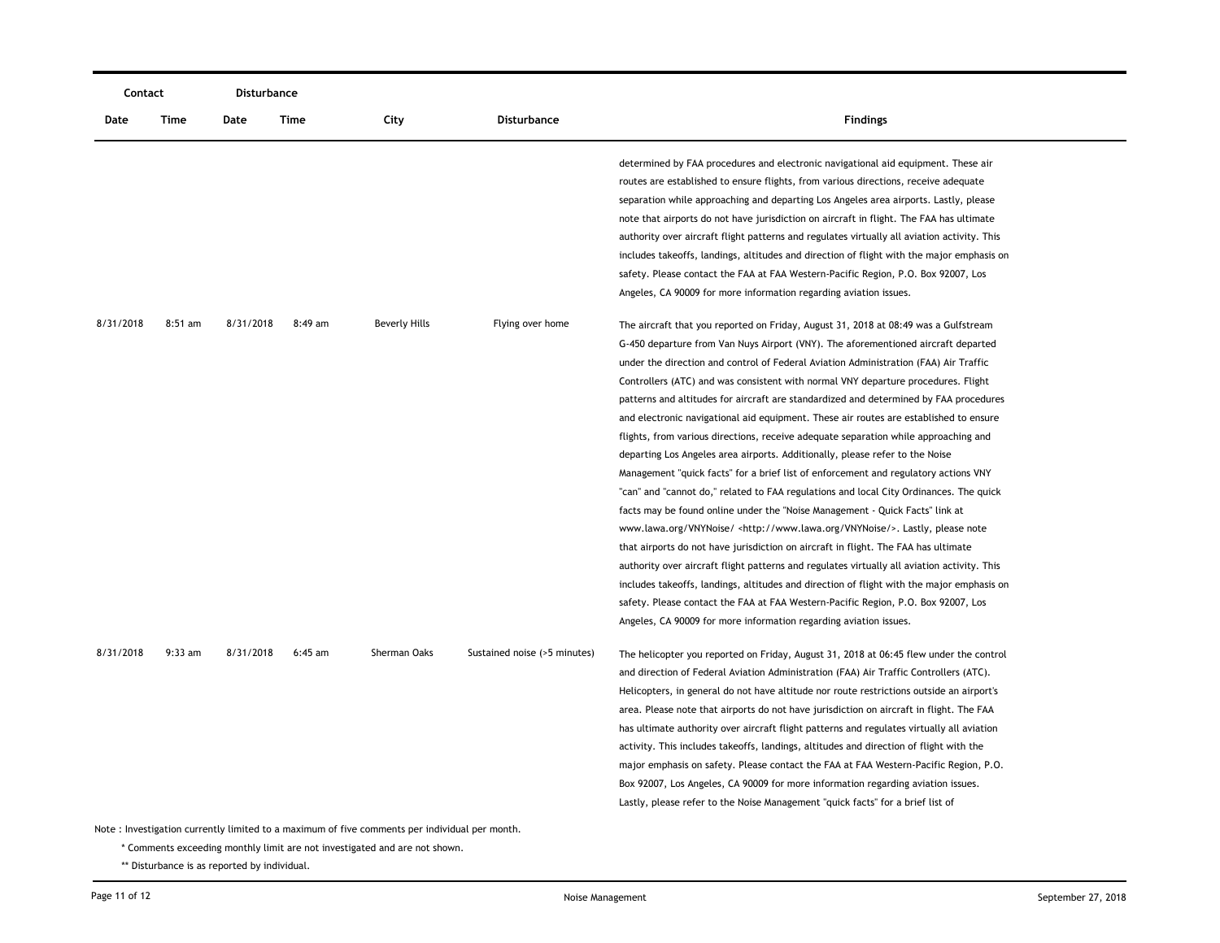| Contact | | Disturbance | | | | |
|---|---|---|---|---|---|---|
| Date | Time | Date | Time | City | Disturbance | Findings |
| | | | | | | determined by FAA procedures and electronic navigational aid equipment. These air routes are established to ensure flights, from various directions, receive adequate separation while approaching and departing Los Angeles area airports. Lastly, please note that airports do not have jurisdiction on aircraft in flight. The FAA has ultimate authority over aircraft flight patterns and regulates virtually all aviation activity. This includes takeoffs, landings, altitudes and direction of flight with the major emphasis on safety. Please contact the FAA at FAA Western-Pacific Region, P.O. Box 92007, Los Angeles, CA 90009 for more information regarding aviation issues. |
| 8/31/2018 | 8:51 am | 8/31/2018 | 8:49 am | Beverly Hills | Flying over home | The aircraft that you reported on Friday, August 31, 2018 at 08:49 was a Gulfstream G-450 departure from Van Nuys Airport (VNY). The aforementioned aircraft departed under the direction and control of Federal Aviation Administration (FAA) Air Traffic Controllers (ATC) and was consistent with normal VNY departure procedures. Flight patterns and altitudes for aircraft are standardized and determined by FAA procedures and electronic navigational aid equipment. These air routes are established to ensure flights, from various directions, receive adequate separation while approaching and departing Los Angeles area airports. Additionally, please refer to the Noise Management "quick facts" for a brief list of enforcement and regulatory actions VNY "can" and "cannot do," related to FAA regulations and local City Ordinances. The quick facts may be found online under the "Noise Management - Quick Facts" link at www.lawa.org/VNYNoise/ <http://www.lawa.org/VNYNoise/>. Lastly, please note that airports do not have jurisdiction on aircraft in flight. The FAA has ultimate authority over aircraft flight patterns and regulates virtually all aviation activity. This includes takeoffs, landings, altitudes and direction of flight with the major emphasis on safety. Please contact the FAA at FAA Western-Pacific Region, P.O. Box 92007, Los Angeles, CA 90009 for more information regarding aviation issues. |
| 8/31/2018 | 9:33 am | 8/31/2018 | 6:45 am | Sherman Oaks | Sustained noise (>5 minutes) | The helicopter you reported on Friday, August 31, 2018 at 06:45 flew under the control and direction of Federal Aviation Administration (FAA) Air Traffic Controllers (ATC). Helicopters, in general do not have altitude nor route restrictions outside an airport's area. Please note that airports do not have jurisdiction on aircraft in flight. The FAA has ultimate authority over aircraft flight patterns and regulates virtually all aviation activity. This includes takeoffs, landings, altitudes and direction of flight with the major emphasis on safety. Please contact the FAA at FAA Western-Pacific Region, P.O. Box 92007, Los Angeles, CA 90009 for more information regarding aviation issues. Lastly, please refer to the Noise Management "quick facts" for a brief list of |

Note : Investigation currently limited to a maximum of five comments per individual per month.

\* Comments exceeding monthly limit are not investigated and are not shown.

\*\* Disturbance is as reported by individual.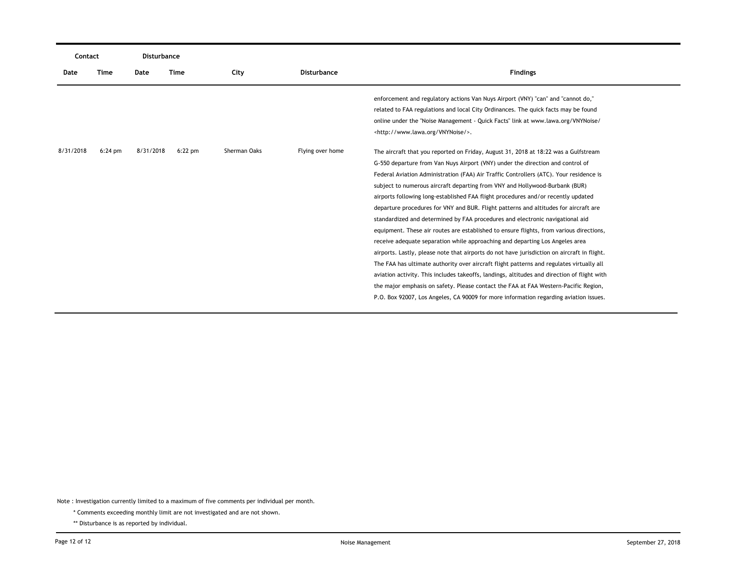| Contact | | Disturbance | | | | |
|---|---|---|---|---|---|---|
| Date | Time | Date | Time | City | Disturbance | Findings |
| | | | | | | enforcement and regulatory actions Van Nuys Airport (VNY) "can" and "cannot do," related to FAA regulations and local City Ordinances. The quick facts may be found online under the "Noise Management - Quick Facts" link at www.lawa.org/VNYNoise/ <http://www.lawa.org/VNYNoise/>. |
| 8/31/2018 | 6:24 pm | 8/31/2018 | 6:22 pm | Sherman Oaks | Flying over home | The aircraft that you reported on Friday, August 31, 2018 at 18:22 was a Gulfstream G-550 departure from Van Nuys Airport (VNY) under the direction and control of Federal Aviation Administration (FAA) Air Traffic Controllers (ATC). Your residence is subject to numerous aircraft departing from VNY and Hollywood-Burbank (BUR) airports following long-established FAA flight procedures and/or recently updated departure procedures for VNY and BUR. Flight patterns and altitudes for aircraft are standardized and determined by FAA procedures and electronic navigational aid equipment. These air routes are established to ensure flights, from various directions, receive adequate separation while approaching and departing Los Angeles area airports. Lastly, please note that airports do not have jurisdiction on aircraft in flight. The FAA has ultimate authority over aircraft flight patterns and regulates virtually all aviation activity. This includes takeoffs, landings, altitudes and direction of flight with the major emphasis on safety. Please contact the FAA at FAA Western-Pacific Region, P.O. Box 92007, Los Angeles, CA 90009 for more information regarding aviation issues. |

Note : Investigation currently limited to a maximum of five comments per individual per month.

\* Comments exceeding monthly limit are not investigated and are not shown.

\*\* Disturbance is as reported by individual.